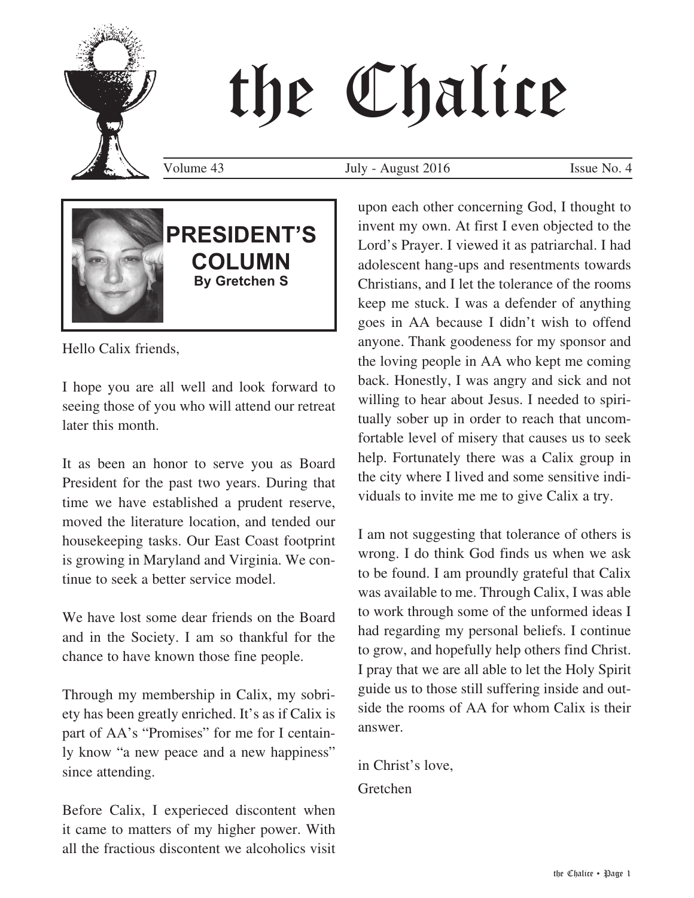# the Chalice

Volume 43 | July - August 2016 | Issue No. 4

## PRESIDENT'S COLUMN

**By Gretchen S**

Hello Calix friends,

I hope you are all well and look forward to seeing those of you who will attend our retreat later this month.

It as been an honor to serve you as Board President for the past two years. During that time we have established a prudent reserve, moved the literature location, and tended our housekeeping tasks. Our East Coast footprint is growing in Maryland and Virginia. We continue to seek a better service model.

We have lost some dear friends on the Board and in the Society. I am so thankful for the chance to have known those fine people.

Through my membership in Calix, my sobriety has been greatly enriched. It's as if Calix is part of AA's "Promises" for me for I centainly know "a new peace and a new happiness" since attending.

Before Calix, I experieced discontent when it came to matters of my higher power. With all the fractious discontent we alcoholics visit upon each other concerning God, I thought to invent my own. At first I even objected to the Lord's Prayer. I viewed it as patriarchal. I had adolescent hang-ups and resentments towards Christians, and I let the tolerance of the rooms keep me stuck. I was a defender of anything goes in AA because I didn't wish to offend anyone. Thank goodeness for my sponsor and the loving people in AA who kept me coming back. Honestly, I was angry and sick and not willing to hear about Jesus. I needed to spiritually sober up in order to reach that uncomfortable level of misery that causes us to seek help. Fortunately there was a Calix group in the city where I lived and some sensitive individuals to invite me me to give Calix a try.

I am not suggesting that tolerance of others is wrong. I do think God finds us when we ask to be found. I am proundly grateful that Calix was available to me. Through Calix, I was able to work through some of the unformed ideas I had regarding my personal beliefs. I continue to grow, and hopefully help others find Christ. I pray that we are all able to let the Holy Spirit guide us to those still suffering inside and outside the rooms of AA for whom Calix is their answer.

in Christ's love,
Gretchen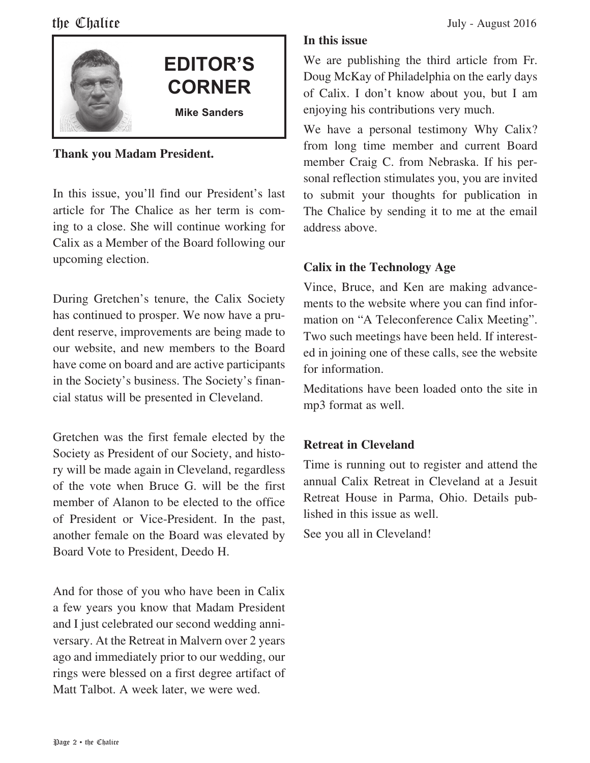## EDITOR'S CORNER

**Mike Sanders**

**Thank you Madam President.**

In this issue, you'll find our President's last article for The Chalice as her term is coming to a close. She will continue working for Calix as a Member of the Board following our upcoming election.

During Gretchen's tenure, the Calix Society has continued to prosper. We now have a prudent reserve, improvements are being made to our website, and new members to the Board have come on board and are active participants in the Society's business. The Society's financial status will be presented in Cleveland.

Gretchen was the first female elected by the Society as President of our Society, and history will be made again in Cleveland, regardless of the vote when Bruce G. will be the first member of Alanon to be elected to the office of President or Vice-President. In the past, another female on the Board was elevated by Board Vote to President, Deedo H.

And for those of you who have been in Calix a few years you know that Madam President and I just celebrated our second wedding anniversary. At the Retreat in Malvern over 2 years ago and immediately prior to our wedding, our rings were blessed on a first degree artifact of Matt Talbot. A week later, we were wed.

### In this issue

We are publishing the third article from Fr. Doug McKay of Philadelphia on the early days of Calix. I don't know about you, but I am enjoying his contributions very much.

We have a personal testimony Why Calix? from long time member and current Board member Craig C. from Nebraska. If his personal reflection stimulates you, you are invited to submit your thoughts for publication in The Chalice by sending it to me at the email address above.

### Calix in the Technology Age

Vince, Bruce, and Ken are making advancements to the website where you can find information on "A Teleconference Calix Meeting". Two such meetings have been held. If interested in joining one of these calls, see the website for information.

Meditations have been loaded onto the site in mp3 format as well.

### Retreat in Cleveland

Time is running out to register and attend the annual Calix Retreat in Cleveland at a Jesuit Retreat House in Parma, Ohio. Details published in this issue as well.

See you all in Cleveland!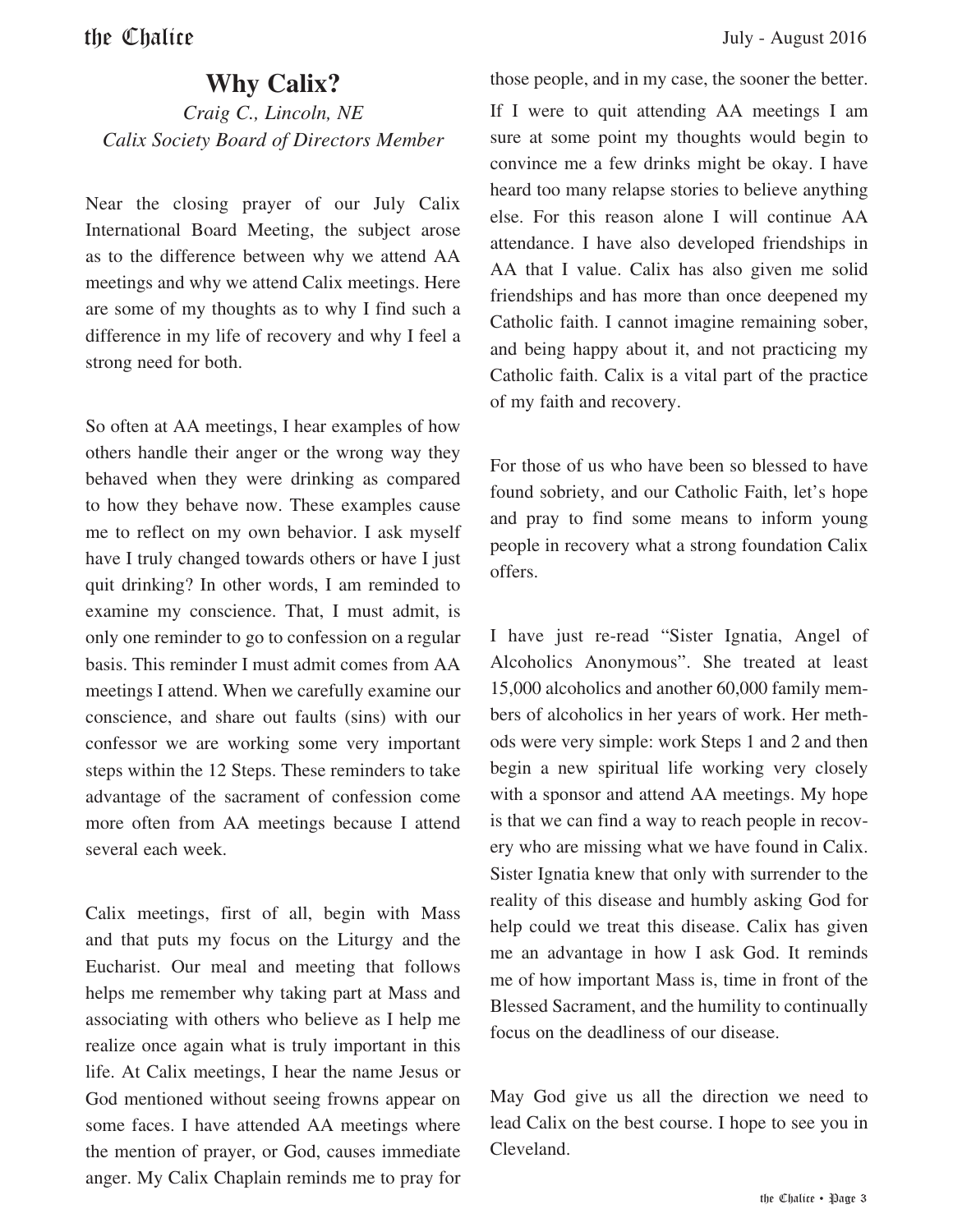# Why Calix?

*Craig C., Lincoln, NE*
*Calix Society Board of Directors Member*

Near the closing prayer of our July Calix International Board Meeting, the subject arose as to the difference between why we attend AA meetings and why we attend Calix meetings. Here are some of my thoughts as to why I find such a difference in my life of recovery and why I feel a strong need for both.

So often at AA meetings, I hear examples of how others handle their anger or the wrong way they behaved when they were drinking as compared to how they behave now. These examples cause me to reflect on my own behavior. I ask myself have I truly changed towards others or have I just quit drinking? In other words, I am reminded to examine my conscience. That, I must admit, is only one reminder to go to confession on a regular basis. This reminder I must admit comes from AA meetings I attend. When we carefully examine our conscience, and share out faults (sins) with our confessor we are working some very important steps within the 12 Steps. These reminders to take advantage of the sacrament of confession come more often from AA meetings because I attend several each week.

Calix meetings, first of all, begin with Mass and that puts my focus on the Liturgy and the Eucharist. Our meal and meeting that follows helps me remember why taking part at Mass and associating with others who believe as I help me realize once again what is truly important in this life. At Calix meetings, I hear the name Jesus or God mentioned without seeing frowns appear on some faces. I have attended AA meetings where the mention of prayer, or God, causes immediate anger. My Calix Chaplain reminds me to pray for those people, and in my case, the sooner the better.

If I were to quit attending AA meetings I am sure at some point my thoughts would begin to convince me a few drinks might be okay. I have heard too many relapse stories to believe anything else. For this reason alone I will continue AA attendance. I have also developed friendships in AA that I value. Calix has also given me solid friendships and has more than once deepened my Catholic faith. I cannot imagine remaining sober, and being happy about it, and not practicing my Catholic faith. Calix is a vital part of the practice of my faith and recovery.

For those of us who have been so blessed to have found sobriety, and our Catholic Faith, let's hope and pray to find some means to inform young people in recovery what a strong foundation Calix offers.

I have just re-read "Sister Ignatia, Angel of Alcoholics Anonymous". She treated at least 15,000 alcoholics and another 60,000 family members of alcoholics in her years of work. Her methods were very simple: work Steps 1 and 2 and then begin a new spiritual life working very closely with a sponsor and attend AA meetings. My hope is that we can find a way to reach people in recovery who are missing what we have found in Calix. Sister Ignatia knew that only with surrender to the reality of this disease and humbly asking God for help could we treat this disease. Calix has given me an advantage in how I ask God. It reminds me of how important Mass is, time in front of the Blessed Sacrament, and the humility to continually focus on the deadliness of our disease.

May God give us all the direction we need to lead Calix on the best course. I hope to see you in Cleveland.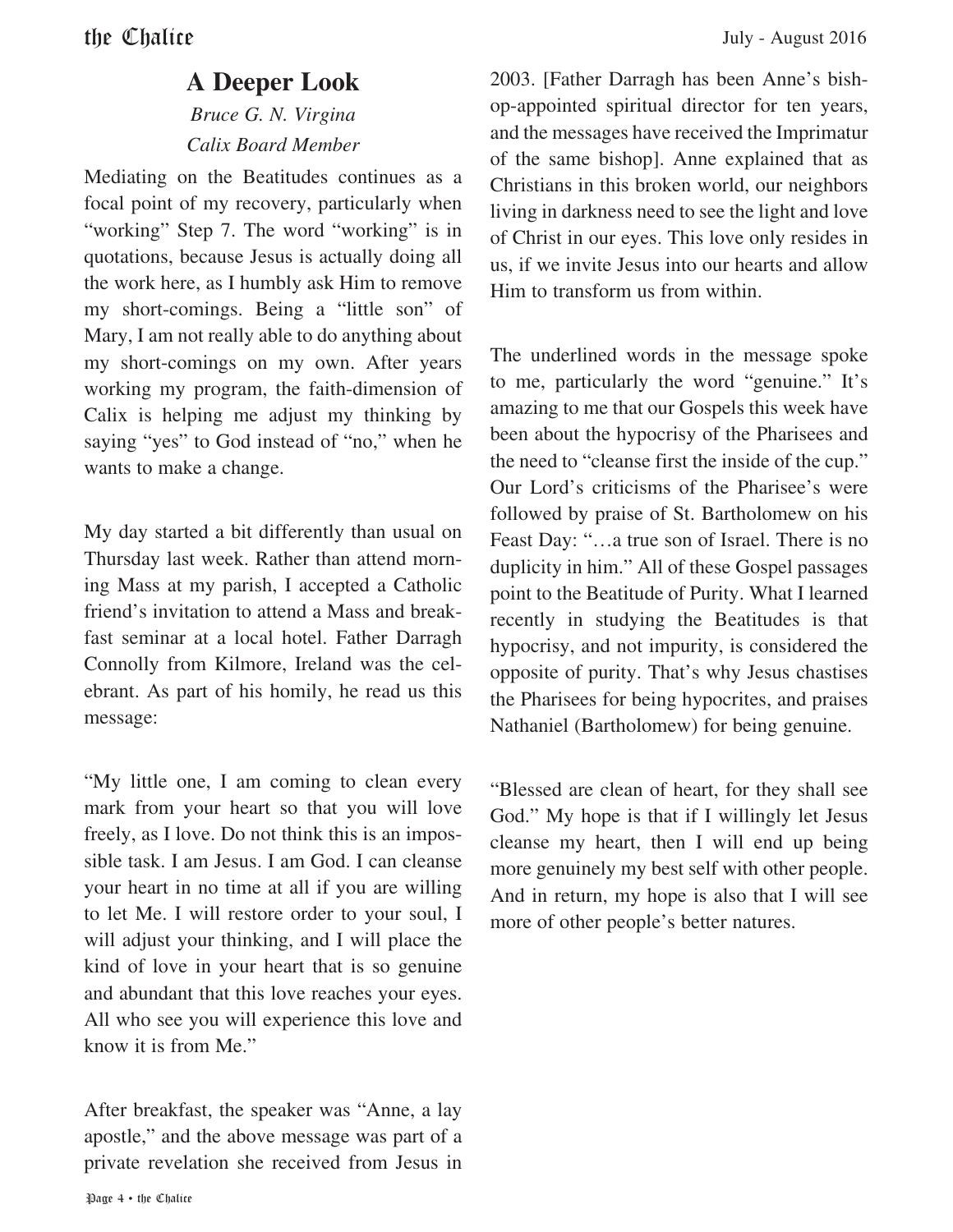## A Deeper Look

*Bruce G. N. Virgina*
*Calix Board Member*

Mediating on the Beatitudes continues as a focal point of my recovery, particularly when "working" Step 7. The word "working" is in quotations, because Jesus is actually doing all the work here, as I humbly ask Him to remove my short-comings. Being a "little son" of Mary, I am not really able to do anything about my short-comings on my own. After years working my program, the faith-dimension of Calix is helping me adjust my thinking by saying "yes" to God instead of "no," when he wants to make a change.

My day started a bit differently than usual on Thursday last week. Rather than attend morning Mass at my parish, I accepted a Catholic friend's invitation to attend a Mass and breakfast seminar at a local hotel. Father Darragh Connolly from Kilmore, Ireland was the celebrant. As part of his homily, he read us this message:

"My little one, I am coming to clean every mark from your heart so that you will love freely, as I love. Do not think this is an impossible task. I am Jesus. I am God. I can cleanse your heart in no time at all if you are willing to let Me. I will restore order to your soul, I will adjust your thinking, and I will place the kind of love in your heart that is so genuine and abundant that this love reaches your eyes. All who see you will experience this love and know it is from Me."

After breakfast, the speaker was "Anne, a lay apostle," and the above message was part of a private revelation she received from Jesus in 2003. [Father Darragh has been Anne's bishop-appointed spiritual director for ten years, and the messages have received the Imprimatur of the same bishop]. Anne explained that as Christians in this broken world, our neighbors living in darkness need to see the light and love of Christ in our eyes. This love only resides in us, if we invite Jesus into our hearts and allow Him to transform us from within.

The underlined words in the message spoke to me, particularly the word "genuine." It's amazing to me that our Gospels this week have been about the hypocrisy of the Pharisees and the need to "cleanse first the inside of the cup." Our Lord's criticisms of the Pharisee's were followed by praise of St. Bartholomew on his Feast Day: "…a true son of Israel. There is no duplicity in him." All of these Gospel passages point to the Beatitude of Purity. What I learned recently in studying the Beatitudes is that hypocrisy, and not impurity, is considered the opposite of purity. That's why Jesus chastises the Pharisees for being hypocrites, and praises Nathaniel (Bartholomew) for being genuine.

"Blessed are clean of heart, for they shall see God." My hope is that if I willingly let Jesus cleanse my heart, then I will end up being more genuinely my best self with other people. And in return, my hope is also that I will see more of other people's better natures.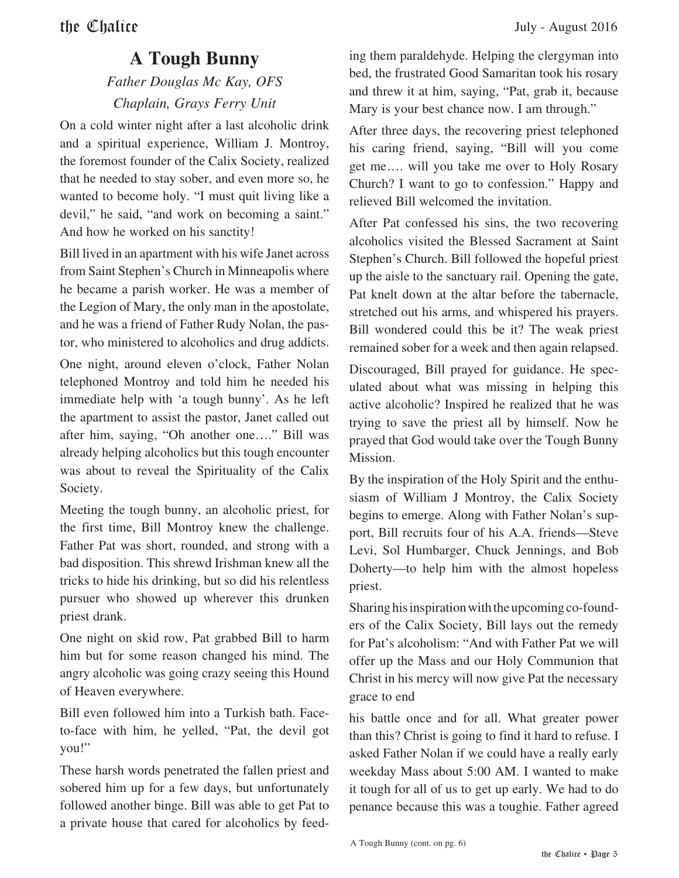# A Tough Bunny

*Father Douglas Mc Kay, OFS*
*Chaplain, Grays Ferry Unit*

On a cold winter night after a last alcoholic drink and a spiritual experience, William J. Montroy, the foremost founder of the Calix Society, realized that he needed to stay sober, and even more so, he wanted to become holy. "I must quit living like a devil," he said, "and work on becoming a saint." And how he worked on his sanctity!

Bill lived in an apartment with his wife Janet across from Saint Stephen's Church in Minneapolis where he became a parish worker. He was a member of the Legion of Mary, the only man in the apostolate, and he was a friend of Father Rudy Nolan, the pastor, who ministered to alcoholics and drug addicts.

One night, around eleven o'clock, Father Nolan telephoned Montroy and told him he needed his immediate help with 'a tough bunny'. As he left the apartment to assist the pastor, Janet called out after him, saying, "Oh another one…." Bill was already helping alcoholics but this tough encounter was about to reveal the Spirituality of the Calix Society.

Meeting the tough bunny, an alcoholic priest, for the first time, Bill Montroy knew the challenge. Father Pat was short, rounded, and strong with a bad disposition. This shrewd Irishman knew all the tricks to hide his drinking, but so did his relentless pursuer who showed up wherever this drunken priest drank.

One night on skid row, Pat grabbed Bill to harm him but for some reason changed his mind. The angry alcoholic was going crazy seeing this Hound of Heaven everywhere.

Bill even followed him into a Turkish bath. Face-to-face with him, he yelled, "Pat, the devil got you!"

These harsh words penetrated the fallen priest and sobered him up for a few days, but unfortunately followed another binge. Bill was able to get Pat to a private house that cared for alcoholics by feeding them paraldehyde. Helping the clergyman into bed, the frustrated Good Samaritan took his rosary and threw it at him, saying, "Pat, grab it, because Mary is your best chance now. I am through."

After three days, the recovering priest telephoned his caring friend, saying, "Bill will you come get me…. will you take me over to Holy Rosary Church? I want to go to confession." Happy and relieved Bill welcomed the invitation.

After Pat confessed his sins, the two recovering alcoholics visited the Blessed Sacrament at Saint Stephen's Church. Bill followed the hopeful priest up the aisle to the sanctuary rail. Opening the gate, Pat knelt down at the altar before the tabernacle, stretched out his arms, and whispered his prayers. Bill wondered could this be it? The weak priest remained sober for a week and then again relapsed.

Discouraged, Bill prayed for guidance. He speculated about what was missing in helping this active alcoholic? Inspired he realized that he was trying to save the priest all by himself. Now he prayed that God would take over the Tough Bunny Mission.

By the inspiration of the Holy Spirit and the enthusiasm of William J Montroy, the Calix Society begins to emerge. Along with Father Nolan's support, Bill recruits four of his A.A. friends—Steve Levi, Sol Humbarger, Chuck Jennings, and Bob Doherty—to help him with the almost hopeless priest.

Sharing his inspiration with the upcoming co-founders of the Calix Society, Bill lays out the remedy for Pat's alcoholism: "And with Father Pat we will offer up the Mass and our Holy Communion that Christ in his mercy will now give Pat the necessary grace to end his battle once and for all. What greater power than this? Christ is going to find it hard to refuse. I asked Father Nolan if we could have a really early weekday Mass about 5:00 AM. I wanted to make it tough for all of us to get up early. We had to do penance because this was a toughie. Father agreed

A Tough Bunny (cont. on pg. 6)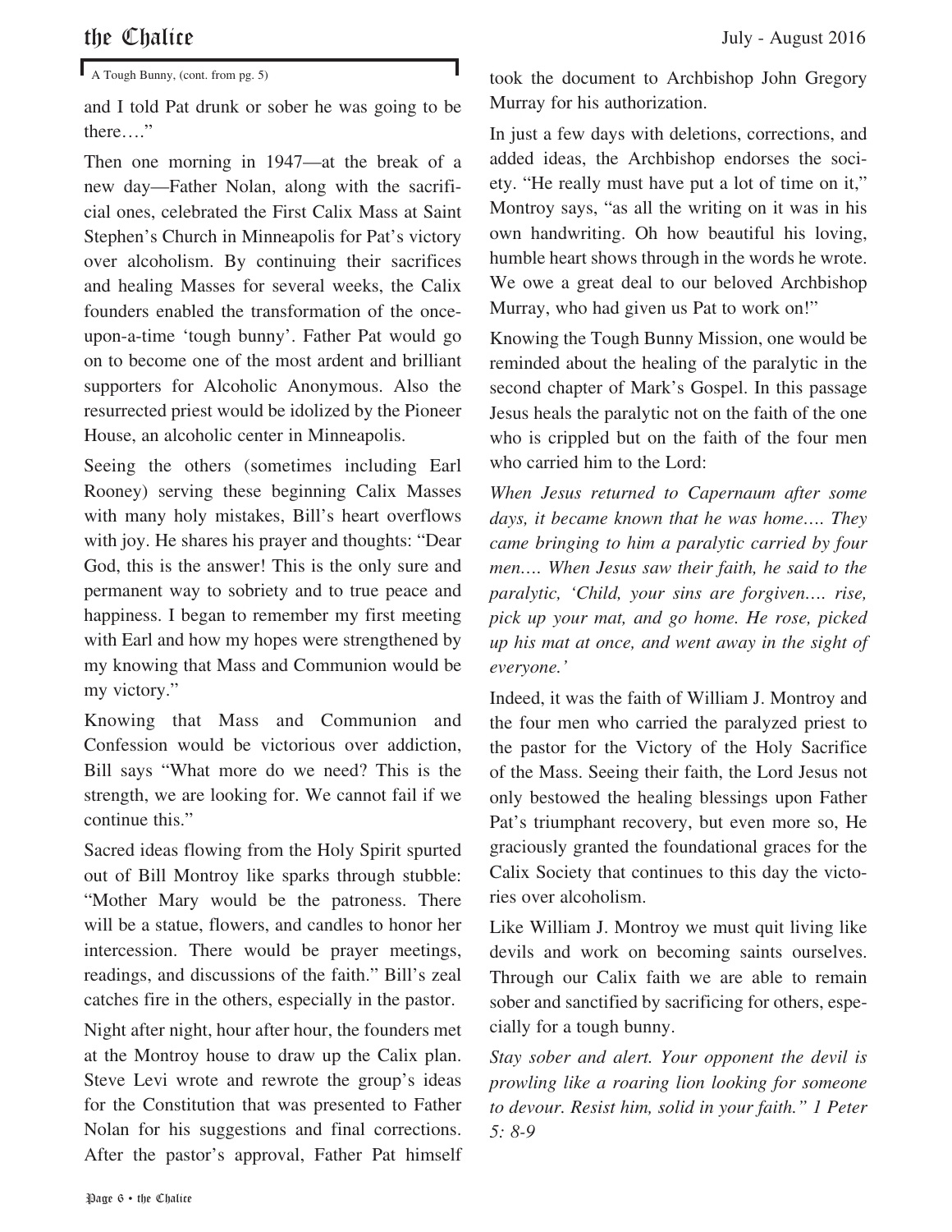A Tough Bunny, (cont. from pg. 5)

and I told Pat drunk or sober he was going to be there…."

Then one morning in 1947—at the break of a new day—Father Nolan, along with the sacrificial ones, celebrated the First Calix Mass at Saint Stephen's Church in Minneapolis for Pat's victory over alcoholism. By continuing their sacrifices and healing Masses for several weeks, the Calix founders enabled the transformation of the once-upon-a-time 'tough bunny'. Father Pat would go on to become one of the most ardent and brilliant supporters for Alcoholic Anonymous. Also the resurrected priest would be idolized by the Pioneer House, an alcoholic center in Minneapolis.

Seeing the others (sometimes including Earl Rooney) serving these beginning Calix Masses with many holy mistakes, Bill's heart overflows with joy. He shares his prayer and thoughts: "Dear God, this is the answer! This is the only sure and permanent way to sobriety and to true peace and happiness. I began to remember my first meeting with Earl and how my hopes were strengthened by my knowing that Mass and Communion would be my victory."

Knowing that Mass and Communion and Confession would be victorious over addiction, Bill says "What more do we need? This is the strength, we are looking for. We cannot fail if we continue this."

Sacred ideas flowing from the Holy Spirit spurted out of Bill Montroy like sparks through stubble: "Mother Mary would be the patroness. There will be a statue, flowers, and candles to honor her intercession. There would be prayer meetings, readings, and discussions of the faith." Bill's zeal catches fire in the others, especially in the pastor.

Night after night, hour after hour, the founders met at the Montroy house to draw up the Calix plan. Steve Levi wrote and rewrote the group's ideas for the Constitution that was presented to Father Nolan for his suggestions and final corrections. After the pastor's approval, Father Pat himself took the document to Archbishop John Gregory Murray for his authorization.

In just a few days with deletions, corrections, and added ideas, the Archbishop endorses the society. "He really must have put a lot of time on it," Montroy says, "as all the writing on it was in his own handwriting. Oh how beautiful his loving, humble heart shows through in the words he wrote. We owe a great deal to our beloved Archbishop Murray, who had given us Pat to work on!"

Knowing the Tough Bunny Mission, one would be reminded about the healing of the paralytic in the second chapter of Mark's Gospel. In this passage Jesus heals the paralytic not on the faith of the one who is crippled but on the faith of the four men who carried him to the Lord:

*When Jesus returned to Capernaum after some days, it became known that he was home…. They came bringing to him a paralytic carried by four men…. When Jesus saw their faith, he said to the paralytic, 'Child, your sins are forgiven…. rise, pick up your mat, and go home. He rose, picked up his mat at once, and went away in the sight of everyone.'*

Indeed, it was the faith of William J. Montroy and the four men who carried the paralyzed priest to the pastor for the Victory of the Holy Sacrifice of the Mass. Seeing their faith, the Lord Jesus not only bestowed the healing blessings upon Father Pat's triumphant recovery, but even more so, He graciously granted the foundational graces for the Calix Society that continues to this day the victories over alcoholism.

Like William J. Montroy we must quit living like devils and work on becoming saints ourselves. Through our Calix faith we are able to remain sober and sanctified by sacrificing for others, especially for a tough bunny.

*Stay sober and alert. Your opponent the devil is prowling like a roaring lion looking for someone to devour. Resist him, solid in your faith." 1 Peter 5: 8-9*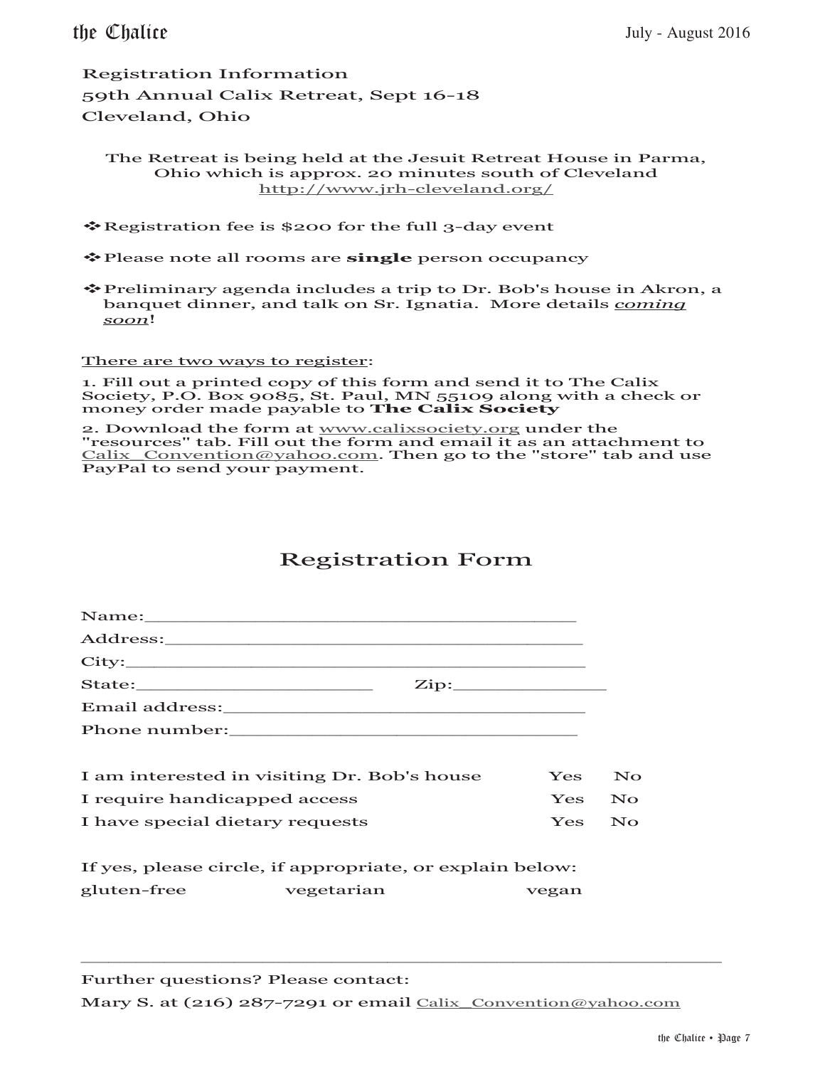Registration Information

59th Annual Calix Retreat, Sept 16-18

Cleveland, Ohio

The Retreat is being held at the Jesuit Retreat House in Parma, Ohio which is approx. 20 minutes south of Cleveland
http://www.jrh-cleveland.org/

- Registration fee is $200 for the full 3-day event
- Please note all rooms are **single** person occupancy
- Preliminary agenda includes a trip to Dr. Bob's house in Akron, a banquet dinner, and talk on Sr. Ignatia. More details *coming soon*!

There are two ways to register:

1. Fill out a printed copy of this form and send it to The Calix Society, P.O. Box 9085, St. Paul, MN 55109 along with a check or money order made payable to **The Calix Society**

2. Download the form at www.calixsociety.org under the "resources" tab. Fill out the form and email it as an attachment to Calix_Convention@yahoo.com. Then go to the "store" tab and use PayPal to send your payment.

## Registration Form

Name:___________________________________________

Address:_________________________________________

City:____________________________________________

State:_______________________ Zip:_______________

Email address:____________________________________

Phone number:___________________________________

| | | |
|---|---|---|
| I am interested in visiting Dr. Bob's house | Yes | No |
| I require handicapped access | Yes | No |
| I have special dietary requests | Yes | No |

If yes, please circle, if appropriate, or explain below:

gluten-free vegetarian vegan

___________________________________________________________

Further questions? Please contact:

Mary S. at (216) 287-7291 or email Calix_Convention@yahoo.com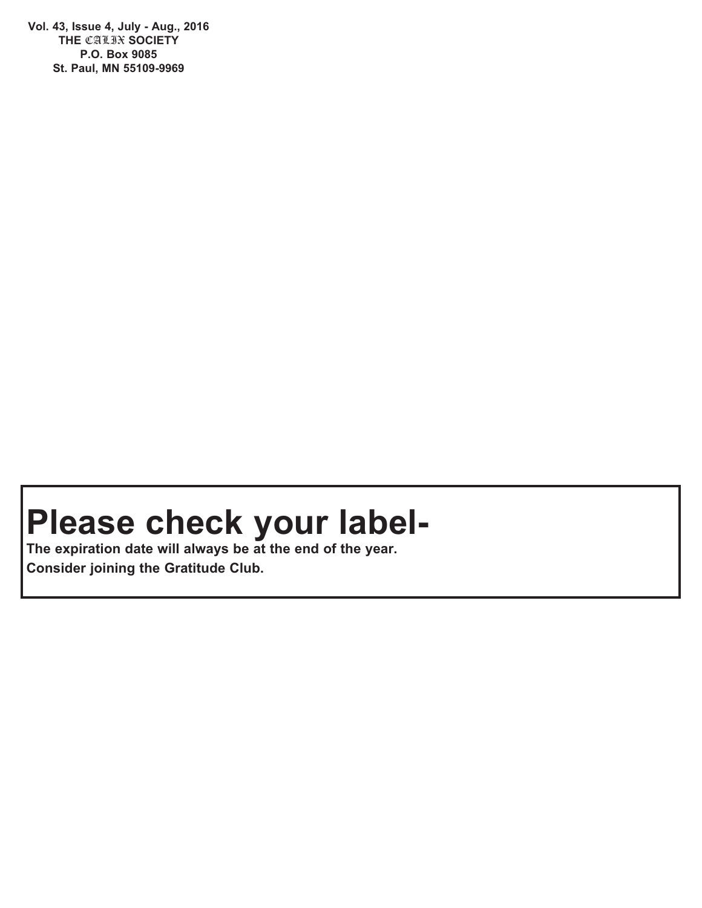**Vol. 43, Issue 4, July - Aug., 2016**
**THE CALIX SOCIETY**
**P.O. Box 9085**
**St. Paul, MN 55109-9969**

# Please check your label-

**The expiration date will always be at the end of the year.**
**Consider joining the Gratitude Club.**